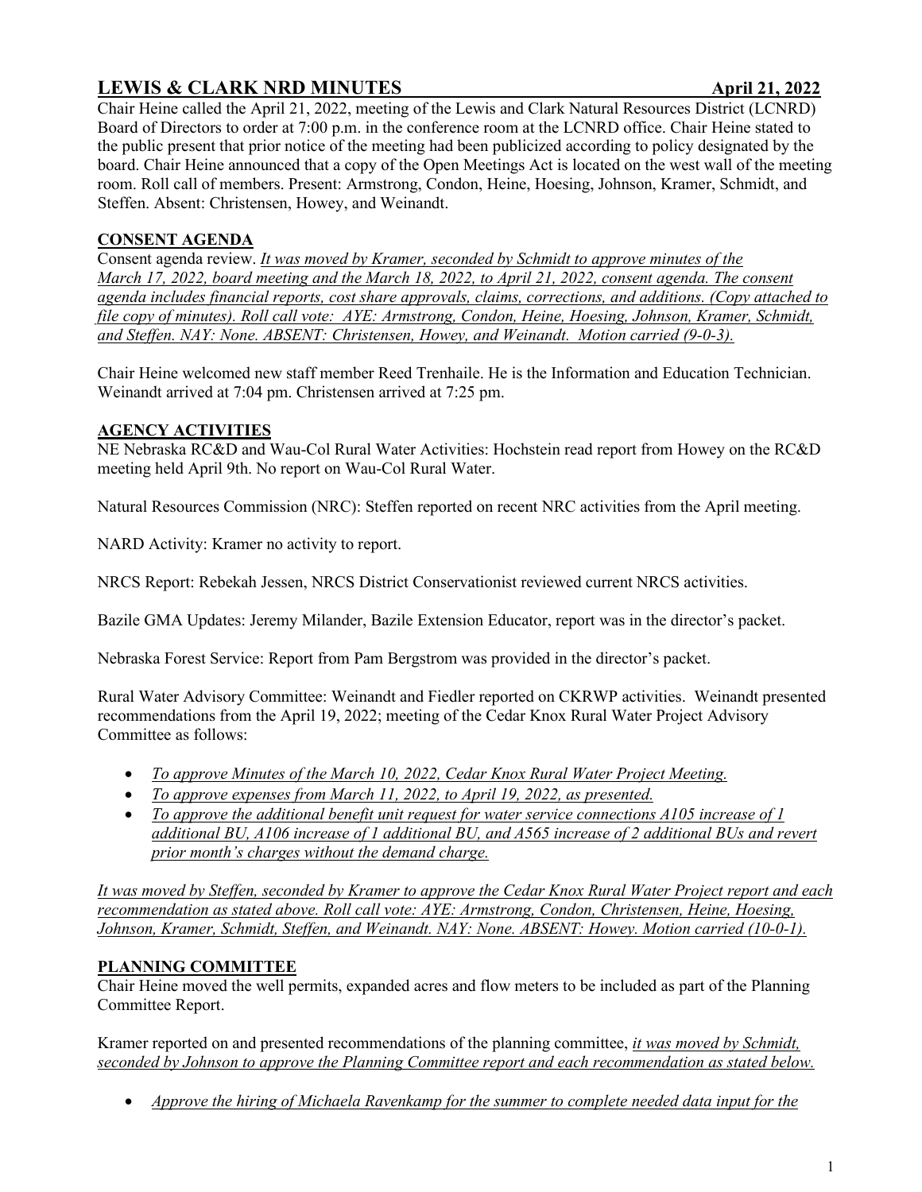# LEWIS & CLARK NRD MINUTES April 21, 2022

Chair Heine called the April 21, 2022, meeting of the Lewis and Clark Natural Resources District (LCNRD) Board of Directors to order at 7:00 p.m. in the conference room at the LCNRD office. Chair Heine stated to the public present that prior notice of the meeting had been publicized according to policy designated by the board. Chair Heine announced that a copy of the Open Meetings Act is located on the west wall of the meeting room. Roll call of members. Present: Armstrong, Condon, Heine, Hoesing, Johnson, Kramer, Schmidt, and Steffen. Absent: Christensen, Howey, and Weinandt.

## CONSENT AGENDA

Consent agenda review. *It was moved by Kramer, seconded by Schmidt to approve minutes of the March 17, 2022, board meeting and the March 18, 2022, to April 21, 2022, consent agenda. The consent agenda includes financial reports, cost share approvals, claims, corrections, and additions. (Copy attached to file copy of minutes). Roll call vote: AYE: Armstrong, Condon, Heine, Hoesing, Johnson, Kramer, Schmidt, and Steffen. NAY: None. ABSENT: Christensen, Howey, and Weinandt. Motion carried (9-0-3).*

Chair Heine welcomed new staff member Reed Trenhaile. He is the Information and Education Technician. Weinandt arrived at 7:04 pm. Christensen arrived at 7:25 pm.

## AGENCY ACTIVITIES

NE Nebraska RC&D and Wau-Col Rural Water Activities: Hochstein read report from Howey on the RC&D meeting held April 9th. No report on Wau-Col Rural Water.

Natural Resources Commission (NRC): Steffen reported on recent NRC activities from the April meeting.

NARD Activity: Kramer no activity to report.

NRCS Report: Rebekah Jessen, NRCS District Conservationist reviewed current NRCS activities.

Bazile GMA Updates: Jeremy Milander, Bazile Extension Educator, report was in the director's packet.

Nebraska Forest Service: Report from Pam Bergstrom was provided in the director's packet.

Rural Water Advisory Committee: Weinandt and Fiedler reported on CKRWP activities. Weinandt presented recommendations from the April 19, 2022; meeting of the Cedar Knox Rural Water Project Advisory Committee as follows:

- *To approve Minutes of the March 10, 2022, Cedar Knox Rural Water Project Meeting.*
- *To approve expenses from March 11, 2022, to April 19, 2022, as presented.*
- *To approve the additional benefit unit request for water service connections A105 increase of 1 additional BU, A106 increase of 1 additional BU, and A565 increase of 2 additional BUs and revert prior month's charges without the demand charge.*

*It was moved by Steffen, seconded by Kramer to approve the Cedar Knox Rural Water Project report and each recommendation as stated above. Roll call vote: AYE: Armstrong, Condon, Christensen, Heine, Hoesing, Johnson, Kramer, Schmidt, Steffen, and Weinandt. NAY: None. ABSENT: Howey. Motion carried (10-0-1).*

## PLANNING COMMITTEE

Chair Heine moved the well permits, expanded acres and flow meters to be included as part of the Planning Committee Report.

Kramer reported on and presented recommendations of the planning committee, *it was moved by Schmidt, seconded by Johnson to approve the Planning Committee report and each recommendation as stated below.*

- *Approve the hiring of Michaela Ravenkamp for the summer to complete needed data input for the*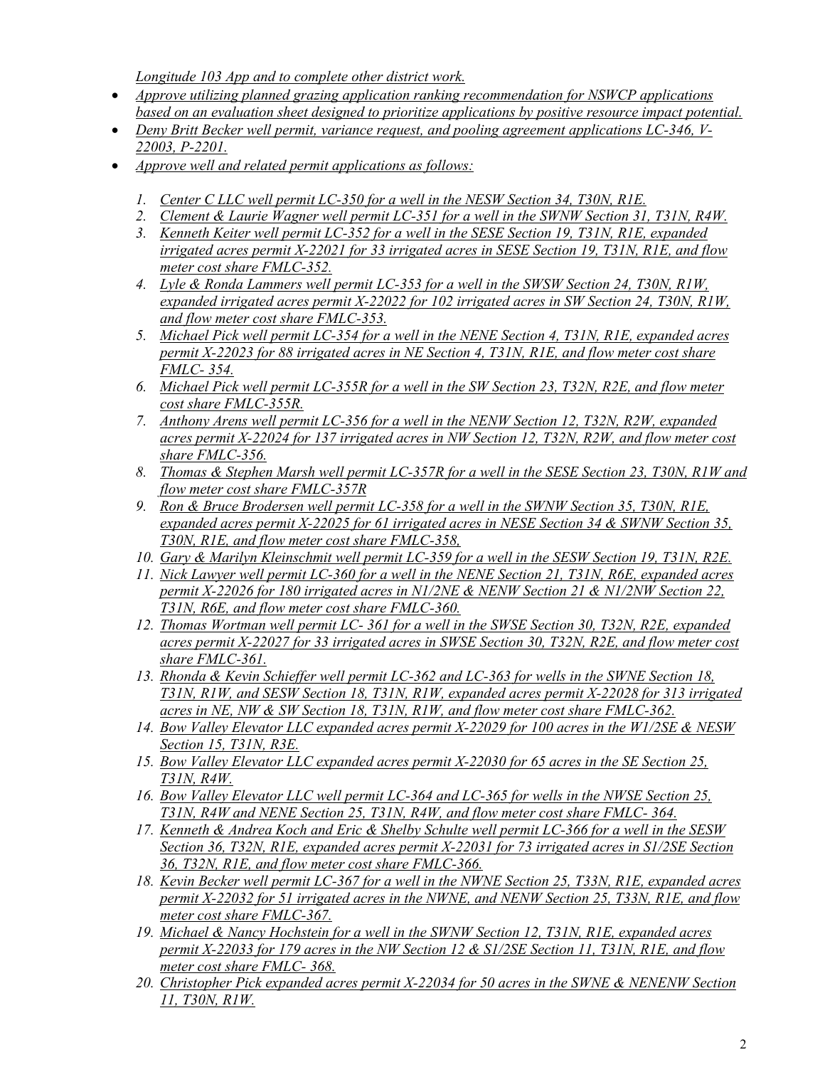*Longitude 103 App and to complete other district work.*

- *Approve utilizing planned grazing application ranking recommendation for NSWCP applications based on an evaluation sheet designed to prioritize applications by positive resource impact potential.*
- *Deny Britt Becker well permit, variance request, and pooling agreement applications LC-346, V-22003, P-2201.*
- *Approve well and related permit applications as follows:*

  1. *Center C LLC well permit LC-350 for a well in the NESW Section 34, T30N, R1E.*
  2. *Clement & Laurie Wagner well permit LC-351 for a well in the SWNW Section 31, T31N, R4W.*
  3. *Kenneth Keiter well permit LC-352 for a well in the SESE Section 19, T31N, R1E, expanded irrigated acres permit X-22021 for 33 irrigated acres in SESE Section 19, T31N, R1E, and flow meter cost share FMLC-352.*
  4. *Lyle & Ronda Lammers well permit LC-353 for a well in the SWSW Section 24, T30N, R1W, expanded irrigated acres permit X-22022 for 102 irrigated acres in SW Section 24, T30N, R1W, and flow meter cost share FMLC-353.*
  5. *Michael Pick well permit LC-354 for a well in the NENE Section 4, T31N, R1E, expanded acres permit X-22023 for 88 irrigated acres in NE Section 4, T31N, R1E, and flow meter cost share FMLC- 354.*
  6. *Michael Pick well permit LC-355R for a well in the SW Section 23, T32N, R2E, and flow meter cost share FMLC-355R.*
  7. *Anthony Arens well permit LC-356 for a well in the NENW Section 12, T32N, R2W, expanded acres permit X-22024 for 137 irrigated acres in NW Section 12, T32N, R2W, and flow meter cost share FMLC-356.*
  8. *Thomas & Stephen Marsh well permit LC-357R for a well in the SESE Section 23, T30N, R1W and flow meter cost share FMLC-357R*
  9. *Ron & Bruce Brodersen well permit LC-358 for a well in the SWNW Section 35, T30N, R1E, expanded acres permit X-22025 for 61 irrigated acres in NESE Section 34 & SWNW Section 35, T30N, R1E, and flow meter cost share FMLC-358,*
  10. *Gary & Marilyn Kleinschmit well permit LC-359 for a well in the SESW Section 19, T31N, R2E.*
  11. *Nick Lawyer well permit LC-360 for a well in the NENE Section 21, T31N, R6E, expanded acres permit X-22026 for 180 irrigated acres in N1/2NE & NENW Section 21 & N1/2NW Section 22, T31N, R6E, and flow meter cost share FMLC-360.*
  12. *Thomas Wortman well permit LC- 361 for a well in the SWSE Section 30, T32N, R2E, expanded acres permit X-22027 for 33 irrigated acres in SWSE Section 30, T32N, R2E, and flow meter cost share FMLC-361.*
  13. *Rhonda & Kevin Schieffer well permit LC-362 and LC-363 for wells in the SWNE Section 18, T31N, R1W, and SESW Section 18, T31N, R1W, expanded acres permit X-22028 for 313 irrigated acres in NE, NW & SW Section 18, T31N, R1W, and flow meter cost share FMLC-362.*
  14. *Bow Valley Elevator LLC expanded acres permit X-22029 for 100 acres in the W1/2SE & NESW Section 15, T31N, R3E.*
  15. *Bow Valley Elevator LLC expanded acres permit X-22030 for 65 acres in the SE Section 25, T31N, R4W.*
  16. *Bow Valley Elevator LLC well permit LC-364 and LC-365 for wells in the NWSE Section 25, T31N, R4W and NENE Section 25, T31N, R4W, and flow meter cost share FMLC- 364.*
  17. *Kenneth & Andrea Koch and Eric & Shelby Schulte well permit LC-366 for a well in the SESW Section 36, T32N, R1E, expanded acres permit X-22031 for 73 irrigated acres in S1/2SE Section 36, T32N, R1E, and flow meter cost share FMLC-366.*
  18. *Kevin Becker well permit LC-367 for a well in the NWNE Section 25, T33N, R1E, expanded acres permit X-22032 for 51 irrigated acres in the NWNE, and NENW Section 25, T33N, R1E, and flow meter cost share FMLC-367.*
  19. *Michael & Nancy Hochstein for a well in the SWNW Section 12, T31N, R1E, expanded acres permit X-22033 for 179 acres in the NW Section 12 & S1/2SE Section 11, T31N, R1E, and flow meter cost share FMLC- 368.*
  20. *Christopher Pick expanded acres permit X-22034 for 50 acres in the SWNE & NENENW Section 11, T30N, R1W.*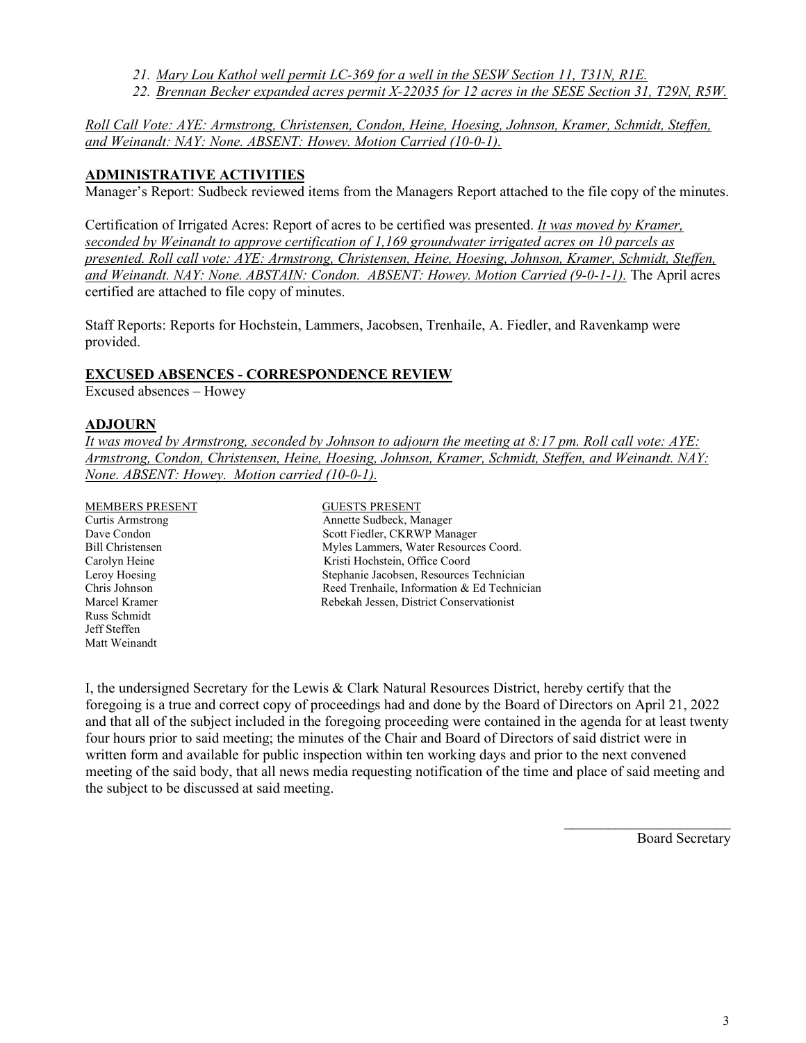21. *Mary Lou Kathol well permit LC-369 for a well in the SESW Section 11, T31N, R1E.*
22. *Brennan Becker expanded acres permit X-22035 for 12 acres in the SESE Section 31, T29N, R5W.*

*Roll Call Vote: AYE: Armstrong, Christensen, Condon, Heine, Hoesing, Johnson, Kramer, Schmidt, Steffen, and Weinandt: NAY: None. ABSENT: Howey. Motion Carried (10-0-1).*

## ADMINISTRATIVE ACTIVITIES

Manager's Report: Sudbeck reviewed items from the Managers Report attached to the file copy of the minutes.

Certification of Irrigated Acres: Report of acres to be certified was presented. *It was moved by Kramer, seconded by Weinandt to approve certification of 1,169 groundwater irrigated acres on 10 parcels as presented. Roll call vote: AYE: Armstrong, Christensen, Heine, Hoesing, Johnson, Kramer, Schmidt, Steffen, and Weinandt. NAY: None. ABSTAIN: Condon. ABSENT: Howey. Motion Carried (9-0-1-1).* The April acres certified are attached to file copy of minutes.

Staff Reports: Reports for Hochstein, Lammers, Jacobsen, Trenhaile, A. Fiedler, and Ravenkamp were provided.

## EXCUSED ABSENCES - CORRESPONDENCE REVIEW

Excused absences – Howey

## ADJOURN

*It was moved by Armstrong, seconded by Johnson to adjourn the meeting at 8:17 pm. Roll call vote: AYE: Armstrong, Condon, Christensen, Heine, Hoesing, Johnson, Kramer, Schmidt, Steffen, and Weinandt. NAY: None. ABSENT: Howey. Motion carried (10-0-1).*

| MEMBERS PRESENT | GUESTS PRESENT |
|---|---|
| Curtis Armstrong | Annette Sudbeck, Manager |
| Dave Condon | Scott Fiedler, CKRWP Manager |
| Bill Christensen | Myles Lammers, Water Resources Coord. |
| Carolyn Heine | Kristi Hochstein, Office Coord |
| Leroy Hoesing | Stephanie Jacobsen, Resources Technician |
| Chris Johnson | Reed Trenhaile, Information & Ed Technician |
| Marcel Kramer | Rebekah Jessen, District Conservationist |
| Russ Schmidt | |
| Jeff Steffen | |
| Matt Weinandt | |

I, the undersigned Secretary for the Lewis & Clark Natural Resources District, hereby certify that the foregoing is a true and correct copy of proceedings had and done by the Board of Directors on April 21, 2022 and that all of the subject included in the foregoing proceeding were contained in the agenda for at least twenty four hours prior to said meeting; the minutes of the Chair and Board of Directors of said district were in written form and available for public inspection within ten working days and prior to the next convened meeting of the said body, that all news media requesting notification of the time and place of said meeting and the subject to be discussed at said meeting.

\_\_\_\_\_\_\_\_\_\_\_\_\_\_\_\_\_\_\_\_\_\_\_\_\_

Board Secretary